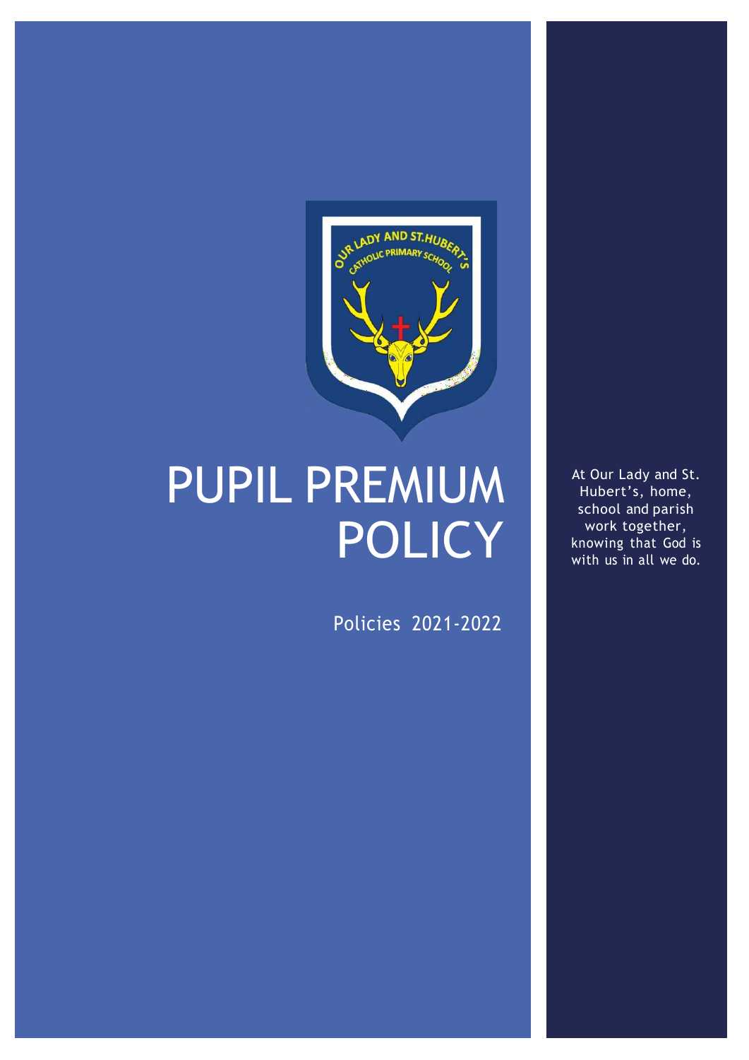# PUPIL PREMIUM POLICY

Policies 2021-2022

At Our Lady and St. Hubert's, home, school and parish work together, knowing that God is with us in all we do.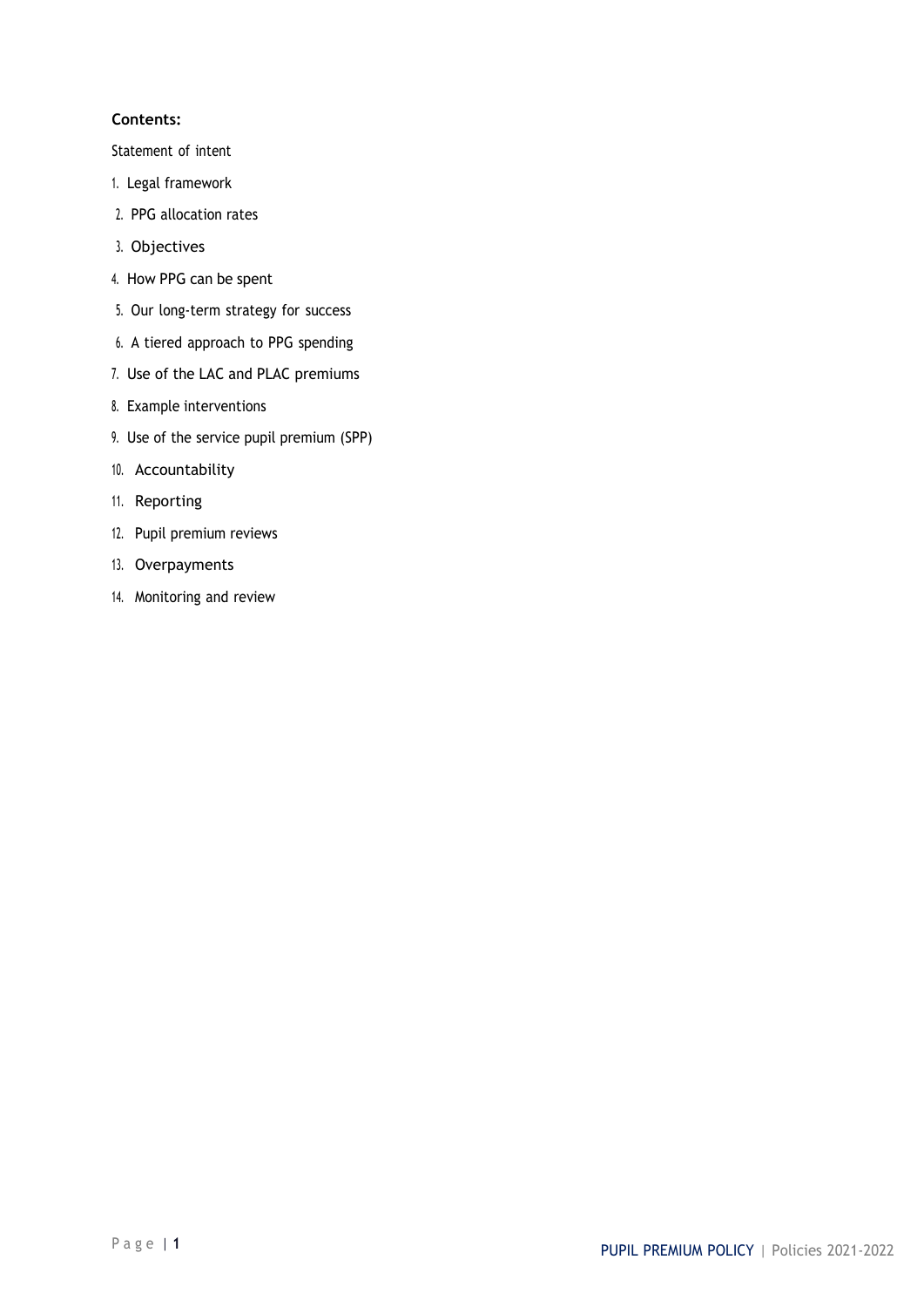**Contents:**

Statement of intent

1. Legal framework
2. PPG allocation rates
3. Objectives
4. How PPG can be spent
5. Our long-term strategy for success
6. A tiered approach to PPG spending
7. Use of the LAC and PLAC premiums
8. Example interventions
9. Use of the service pupil premium (SPP)
10. Accountability
11. Reporting
12. Pupil premium reviews
13. Overpayments
14. Monitoring and review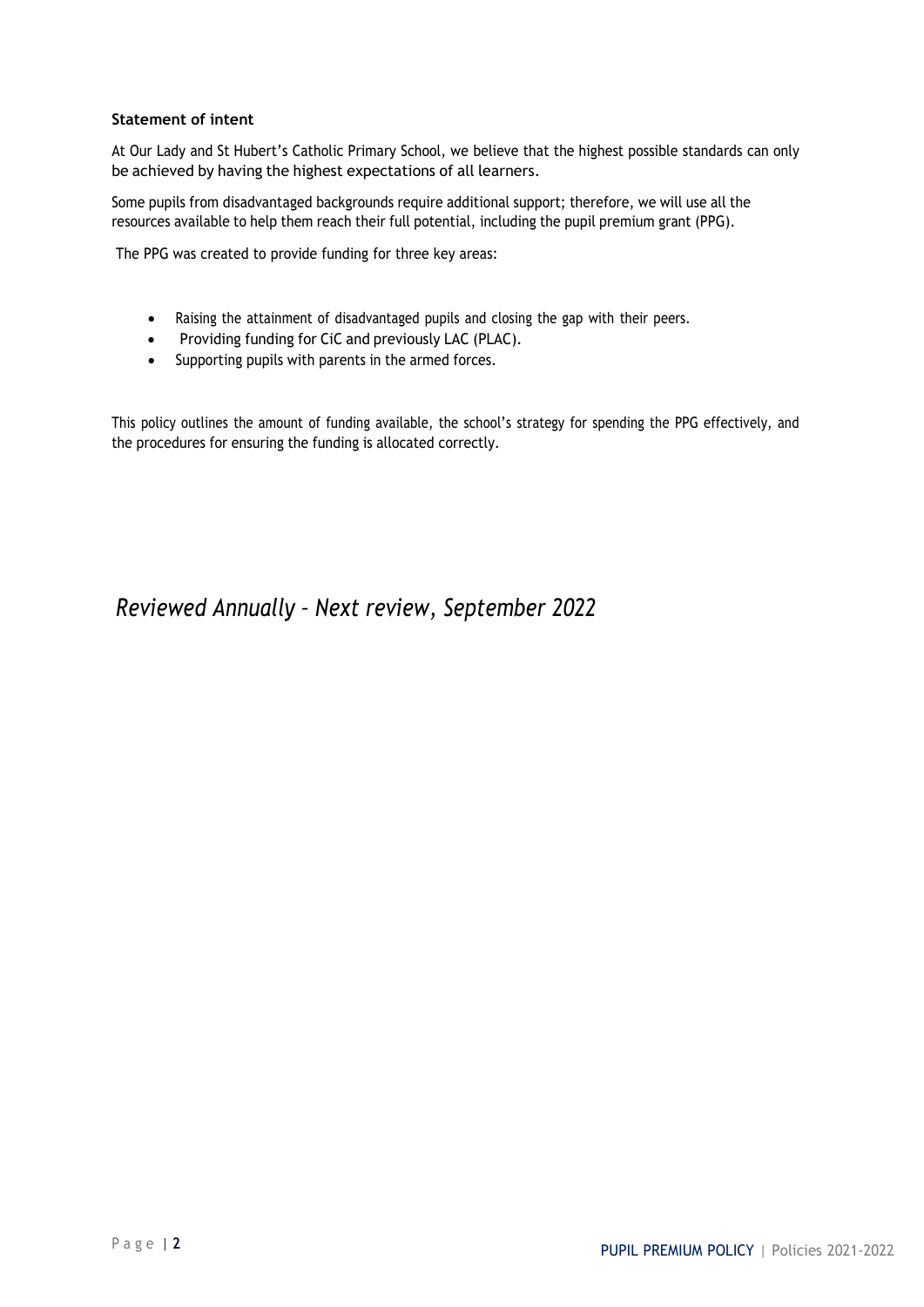**Statement of intent**

At Our Lady and St Hubert's Catholic Primary School, we believe that the highest possible standards can only be achieved by having the highest expectations of all learners.

Some pupils from disadvantaged backgrounds require additional support; therefore, we will use all the resources available to help them reach their full potential, including the pupil premium grant (PPG).

The PPG was created to provide funding for three key areas:

- Raising the attainment of disadvantaged pupils and closing the gap with their peers.
- Providing funding for CiC and previously LAC (PLAC).
- Supporting pupils with parents in the armed forces.

This policy outlines the amount of funding available, the school's strategy for spending the PPG effectively, and the procedures for ensuring the funding is allocated correctly.

*Reviewed Annually – Next review, September 2022*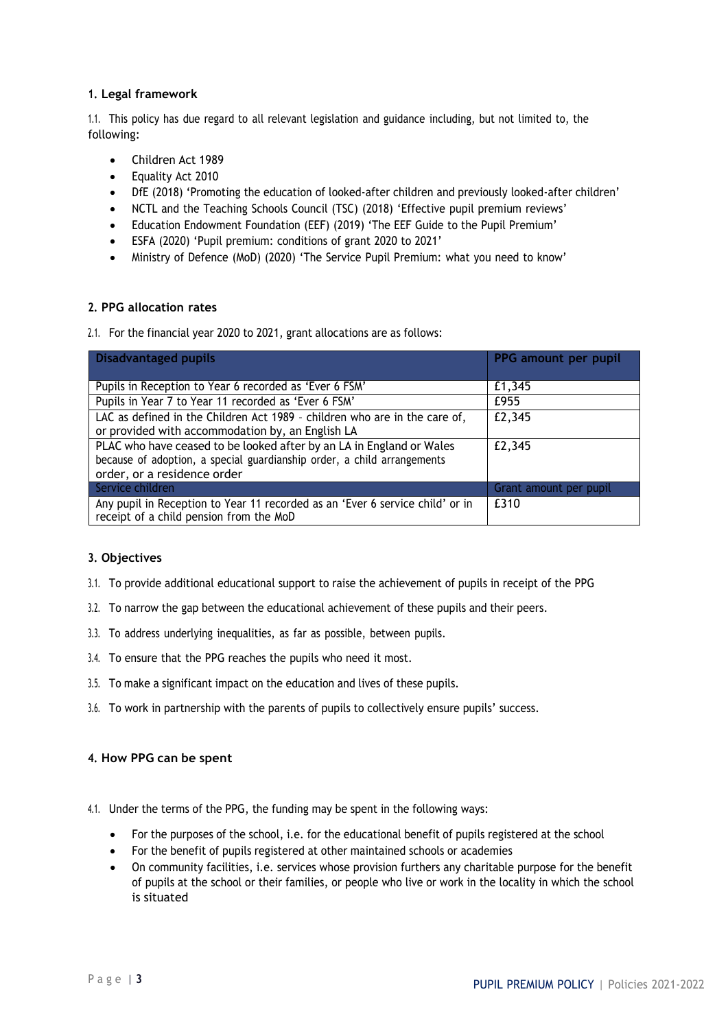## 1. Legal framework

1.1. This policy has due regard to all relevant legislation and guidance including, but not limited to, the following:

- Children Act 1989
- Equality Act 2010
- DfE (2018) 'Promoting the education of looked-after children and previously looked-after children'
- NCTL and the Teaching Schools Council (TSC) (2018) 'Effective pupil premium reviews'
- Education Endowment Foundation (EEF) (2019) 'The EEF Guide to the Pupil Premium'
- ESFA (2020) 'Pupil premium: conditions of grant 2020 to 2021'
- Ministry of Defence (MoD) (2020) 'The Service Pupil Premium: what you need to know'

## 2. PPG allocation rates

2.1. For the financial year 2020 to 2021, grant allocations are as follows:

| Disadvantaged pupils | PPG amount per pupil |
|---|---|
| Pupils in Reception to Year 6 recorded as 'Ever 6 FSM' | £1,345 |
| Pupils in Year 7 to Year 11 recorded as 'Ever 6 FSM' | £955 |
| LAC as defined in the Children Act 1989 – children who are in the care of, or provided with accommodation by, an English LA | £2,345 |
| PLAC who have ceased to be looked after by an LA in England or Wales because of adoption, a special guardianship order, a child arrangements order, or a residence order | £2,345 |
| **Service children** | **Grant amount per pupil** |
| Any pupil in Reception to Year 11 recorded as an 'Ever 6 service child' or in receipt of a child pension from the MoD | £310 |

## 3. Objectives

3.1. To provide additional educational support to raise the achievement of pupils in receipt of the PPG

3.2. To narrow the gap between the educational achievement of these pupils and their peers.

3.3. To address underlying inequalities, as far as possible, between pupils.

3.4. To ensure that the PPG reaches the pupils who need it most.

3.5. To make a significant impact on the education and lives of these pupils.

3.6. To work in partnership with the parents of pupils to collectively ensure pupils' success.

## 4. How PPG can be spent

4.1. Under the terms of the PPG, the funding may be spent in the following ways:

- For the purposes of the school, i.e. for the educational benefit of pupils registered at the school
- For the benefit of pupils registered at other maintained schools or academies
- On community facilities, i.e. services whose provision furthers any charitable purpose for the benefit of pupils at the school or their families, or people who live or work in the locality in which the school is situated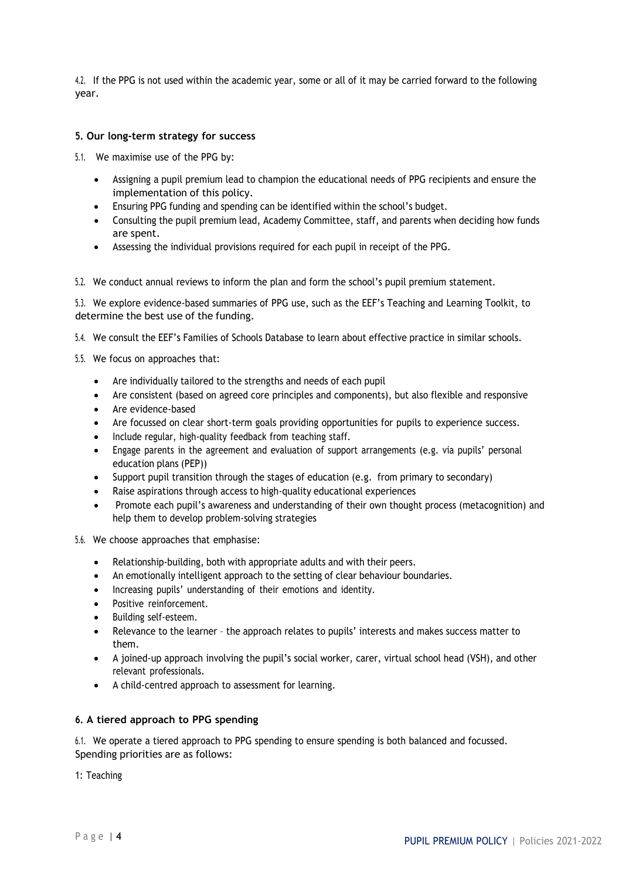4.2. If the PPG is not used within the academic year, some or all of it may be carried forward to the following year.

### 5. Our long-term strategy for success

5.1. We maximise use of the PPG by:

- Assigning a pupil premium lead to champion the educational needs of PPG recipients and ensure the implementation of this policy.
- Ensuring PPG funding and spending can be identified within the school's budget.
- Consulting the pupil premium lead, Academy Committee, staff, and parents when deciding how funds are spent.
- Assessing the individual provisions required for each pupil in receipt of the PPG.

5.2. We conduct annual reviews to inform the plan and form the school's pupil premium statement.

5.3. We explore evidence-based summaries of PPG use, such as the EEF's Teaching and Learning Toolkit, to determine the best use of the funding.

5.4. We consult the EEF's Families of Schools Database to learn about effective practice in similar schools.

5.5. We focus on approaches that:

- Are individually tailored to the strengths and needs of each pupil
- Are consistent (based on agreed core principles and components), but also flexible and responsive
- Are evidence-based
- Are focussed on clear short-term goals providing opportunities for pupils to experience success.
- Include regular, high-quality feedback from teaching staff.
- Engage parents in the agreement and evaluation of support arrangements (e.g. via pupils' personal education plans (PEP))
- Support pupil transition through the stages of education (e.g. from primary to secondary)
- Raise aspirations through access to high-quality educational experiences
- Promote each pupil's awareness and understanding of their own thought process (metacognition) and help them to develop problem-solving strategies

5.6. We choose approaches that emphasise:

- Relationship-building, both with appropriate adults and with their peers.
- An emotionally intelligent approach to the setting of clear behaviour boundaries.
- Increasing pupils' understanding of their emotions and identity.
- Positive reinforcement.
- Building self-esteem.
- Relevance to the learner – the approach relates to pupils' interests and makes success matter to them.
- A joined-up approach involving the pupil's social worker, carer, virtual school head (VSH), and other relevant professionals.
- A child-centred approach to assessment for learning.

### 6. A tiered approach to PPG spending

6.1. We operate a tiered approach to PPG spending to ensure spending is both balanced and focussed. Spending priorities are as follows:

1: Teaching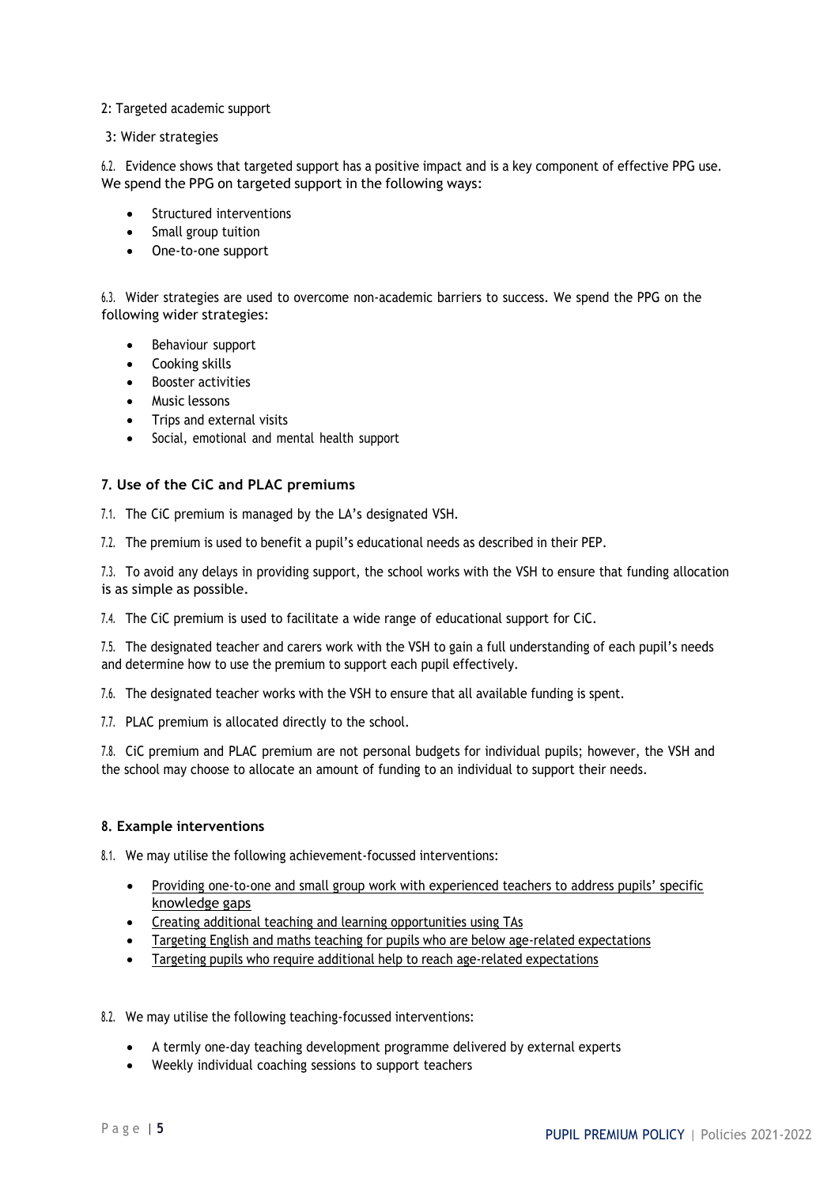2: Targeted academic support

3: Wider strategies

6.2. Evidence shows that targeted support has a positive impact and is a key component of effective PPG use. We spend the PPG on targeted support in the following ways:

- Structured interventions
- Small group tuition
- One-to-one support

6.3. Wider strategies are used to overcome non-academic barriers to success. We spend the PPG on the following wider strategies:

- Behaviour support
- Cooking skills
- Booster activities
- Music lessons
- Trips and external visits
- Social, emotional and mental health support

### 7. Use of the CiC and PLAC premiums

7.1. The CiC premium is managed by the LA's designated VSH.

7.2. The premium is used to benefit a pupil's educational needs as described in their PEP.

7.3. To avoid any delays in providing support, the school works with the VSH to ensure that funding allocation is as simple as possible.

7.4. The CiC premium is used to facilitate a wide range of educational support for CiC.

7.5. The designated teacher and carers work with the VSH to gain a full understanding of each pupil's needs and determine how to use the premium to support each pupil effectively.

7.6. The designated teacher works with the VSH to ensure that all available funding is spent.

7.7. PLAC premium is allocated directly to the school.

7.8. CiC premium and PLAC premium are not personal budgets for individual pupils; however, the VSH and the school may choose to allocate an amount of funding to an individual to support their needs.

### 8. Example interventions

8.1. We may utilise the following achievement-focussed interventions:

- Providing one-to-one and small group work with experienced teachers to address pupils' specific knowledge gaps
- Creating additional teaching and learning opportunities using TAs
- Targeting English and maths teaching for pupils who are below age-related expectations
- Targeting pupils who require additional help to reach age-related expectations

8.2. We may utilise the following teaching-focussed interventions:

- A termly one-day teaching development programme delivered by external experts
- Weekly individual coaching sessions to support teachers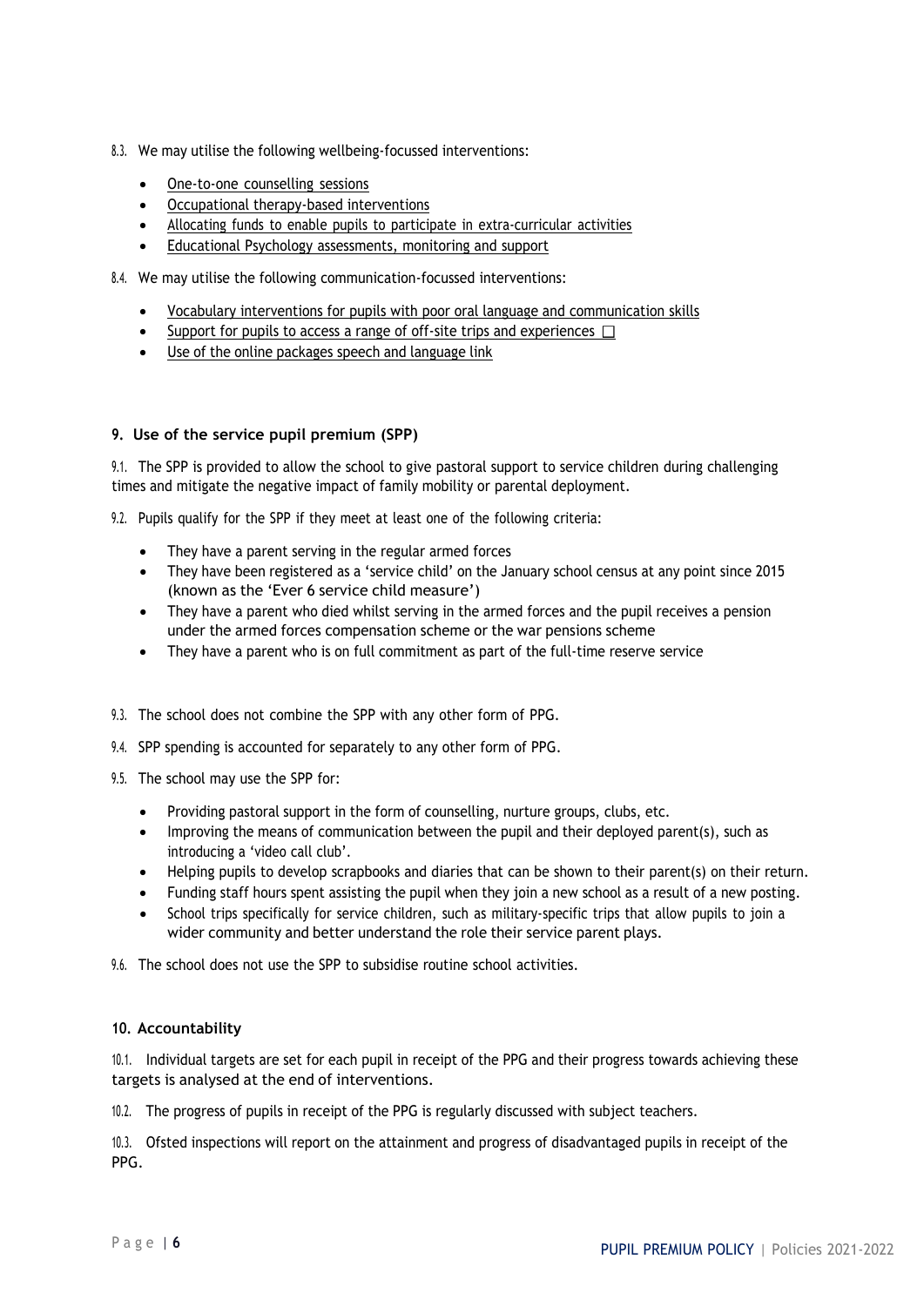8.3. We may utilise the following wellbeing-focussed interventions:

- One-to-one counselling sessions
- Occupational therapy-based interventions
- Allocating funds to enable pupils to participate in extra-curricular activities
- Educational Psychology assessments, monitoring and support

8.4. We may utilise the following communication-focussed interventions:

- Vocabulary interventions for pupils with poor oral language and communication skills
- Support for pupils to access a range of off-site trips and experiences ☐
- Use of the online packages speech and language link

### 9. Use of the service pupil premium (SPP)

9.1. The SPP is provided to allow the school to give pastoral support to service children during challenging times and mitigate the negative impact of family mobility or parental deployment.

9.2. Pupils qualify for the SPP if they meet at least one of the following criteria:

- They have a parent serving in the regular armed forces
- They have been registered as a 'service child' on the January school census at any point since 2015 (known as the 'Ever 6 service child measure')
- They have a parent who died whilst serving in the armed forces and the pupil receives a pension under the armed forces compensation scheme or the war pensions scheme
- They have a parent who is on full commitment as part of the full-time reserve service

9.3. The school does not combine the SPP with any other form of PPG.

9.4. SPP spending is accounted for separately to any other form of PPG.

9.5. The school may use the SPP for:

- Providing pastoral support in the form of counselling, nurture groups, clubs, etc.
- Improving the means of communication between the pupil and their deployed parent(s), such as introducing a 'video call club'.
- Helping pupils to develop scrapbooks and diaries that can be shown to their parent(s) on their return.
- Funding staff hours spent assisting the pupil when they join a new school as a result of a new posting.
- School trips specifically for service children, such as military-specific trips that allow pupils to join a wider community and better understand the role their service parent plays.

9.6. The school does not use the SPP to subsidise routine school activities.

### 10. Accountability

10.1. Individual targets are set for each pupil in receipt of the PPG and their progress towards achieving these targets is analysed at the end of interventions.

10.2. The progress of pupils in receipt of the PPG is regularly discussed with subject teachers.

10.3. Ofsted inspections will report on the attainment and progress of disadvantaged pupils in receipt of the PPG.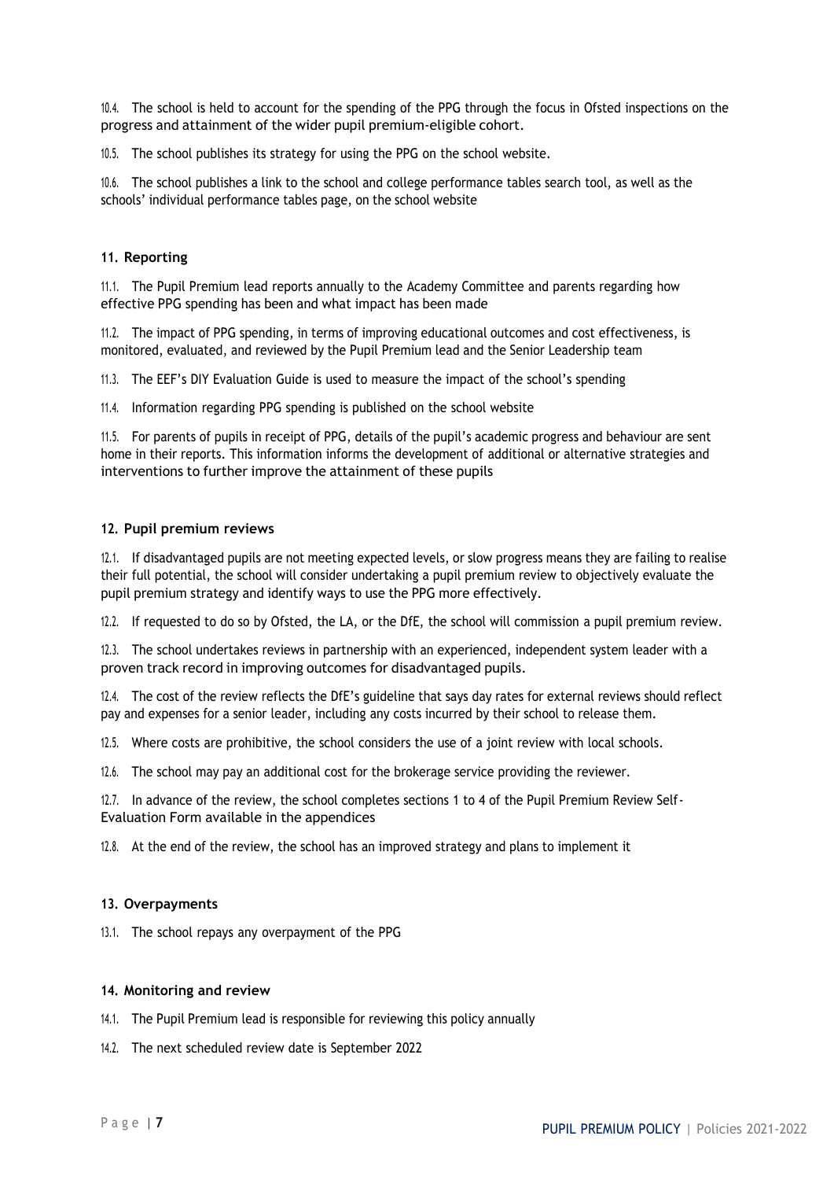10.4. The school is held to account for the spending of the PPG through the focus in Ofsted inspections on the progress and attainment of the wider pupil premium-eligible cohort.

10.5. The school publishes its strategy for using the PPG on the school website.

10.6. The school publishes a link to the school and college performance tables search tool, as well as the schools' individual performance tables page, on the school website

**11. Reporting**

11.1. The Pupil Premium lead reports annually to the Academy Committee and parents regarding how effective PPG spending has been and what impact has been made

11.2. The impact of PPG spending, in terms of improving educational outcomes and cost effectiveness, is monitored, evaluated, and reviewed by the Pupil Premium lead and the Senior Leadership team

11.3. The EEF's DIY Evaluation Guide is used to measure the impact of the school's spending

11.4. Information regarding PPG spending is published on the school website

11.5. For parents of pupils in receipt of PPG, details of the pupil's academic progress and behaviour are sent home in their reports. This information informs the development of additional or alternative strategies and interventions to further improve the attainment of these pupils

**12. Pupil premium reviews**

12.1. If disadvantaged pupils are not meeting expected levels, or slow progress means they are failing to realise their full potential, the school will consider undertaking a pupil premium review to objectively evaluate the pupil premium strategy and identify ways to use the PPG more effectively.

12.2. If requested to do so by Ofsted, the LA, or the DfE, the school will commission a pupil premium review.

12.3. The school undertakes reviews in partnership with an experienced, independent system leader with a proven track record in improving outcomes for disadvantaged pupils.

12.4. The cost of the review reflects the DfE's guideline that says day rates for external reviews should reflect pay and expenses for a senior leader, including any costs incurred by their school to release them.

12.5. Where costs are prohibitive, the school considers the use of a joint review with local schools.

12.6. The school may pay an additional cost for the brokerage service providing the reviewer.

12.7. In advance of the review, the school completes sections 1 to 4 of the Pupil Premium Review Self-Evaluation Form available in the appendices

12.8. At the end of the review, the school has an improved strategy and plans to implement it

**13. Overpayments**

13.1. The school repays any overpayment of the PPG

**14. Monitoring and review**

14.1. The Pupil Premium lead is responsible for reviewing this policy annually

14.2. The next scheduled review date is September 2022